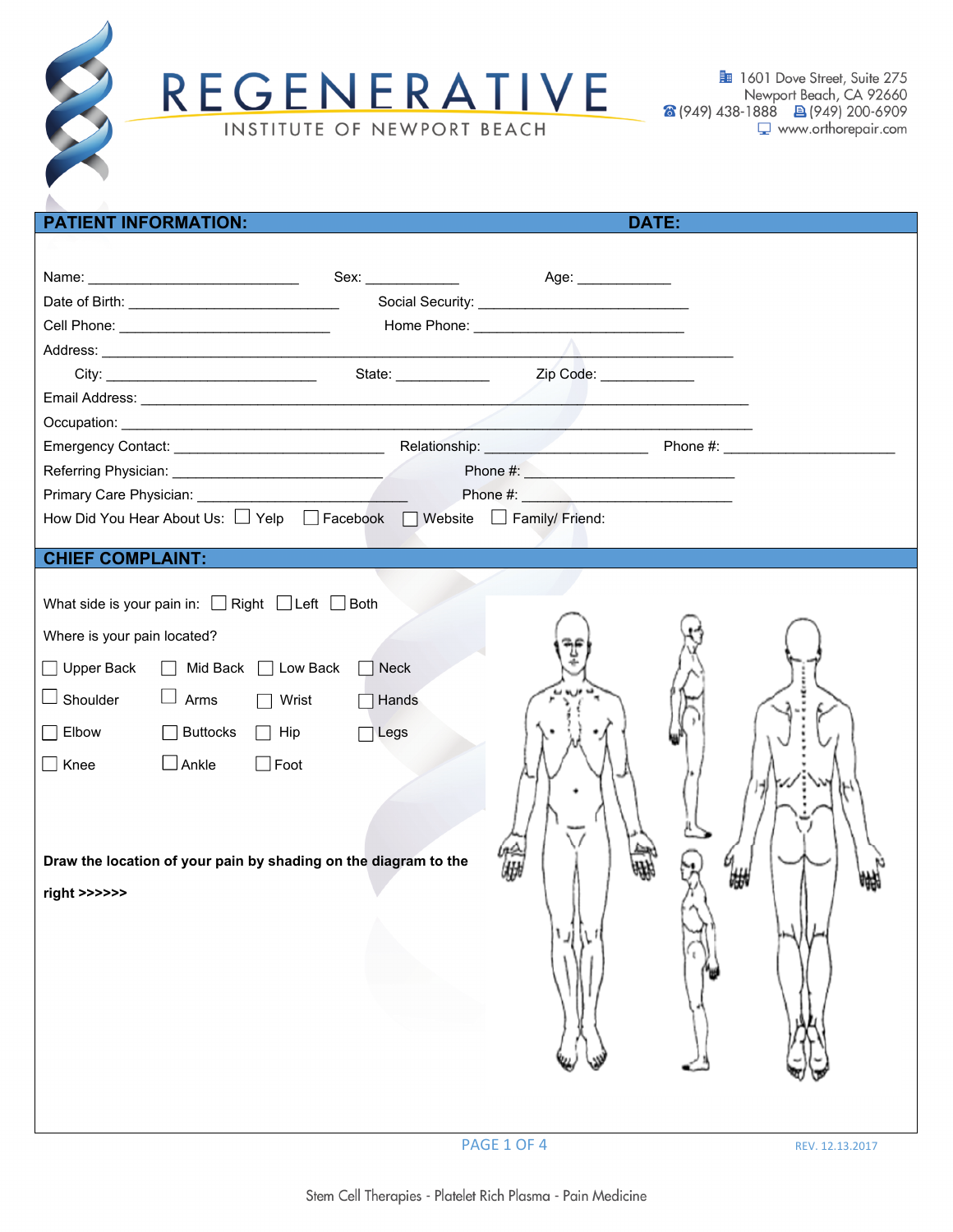# REGENERATIVE

INSTITUTE OF NEWPORT BEACH

1601 Dove Street, Suite 275
Newport Beach, CA 92660
(949) 438-1888 (949) 200-6909
www.orthorepair.com

## PATIENT INFORMATION: DATE:

Name: ___________________________ Sex: ____________ Age: ____________

Date of Birth: ___________________________ Social Security: ___________________________

Cell Phone: ___________________________ Home Phone: ___________________________

Address: ___________________________________________________________________________________

City: ___________________________ State: ____________ Zip Code: ____________

Email Address: ___________________________________________________________________________

Occupation: ______________________________________________________________________________

Emergency Contact: ___________________________ Relationship: ____________________ Phone #: ______________________

Referring Physician: ___________________________ Phone #: ___________________________

Primary Care Physician: ___________________________ Phone #: ___________________________

How Did You Hear About Us: ☐ Yelp ☐ Facebook ☐ Website ☐ Family/ Friend:

## CHIEF COMPLAINT:

What side is your pain in: ☐ Right ☐ Left ☐ Both

Where is your pain located?

| | | | |
|---|---|---|---|
| ☐ Upper Back | ☐ Mid Back | ☐ Low Back | ☐ Neck |
| ☐ Shoulder | ☐ Arms | ☐ Wrist | ☐ Hands |
| ☐ Elbow | ☐ Buttocks | ☐ Hip | ☐ Legs |
| ☐ Knee | ☐ Ankle | ☐ Foot | |

**Draw the location of your pain by shading on the diagram to the right >>>>>>**

REV. 12.13.2017

Stem Cell Therapies - Platelet Rich Plasma - Pain Medicine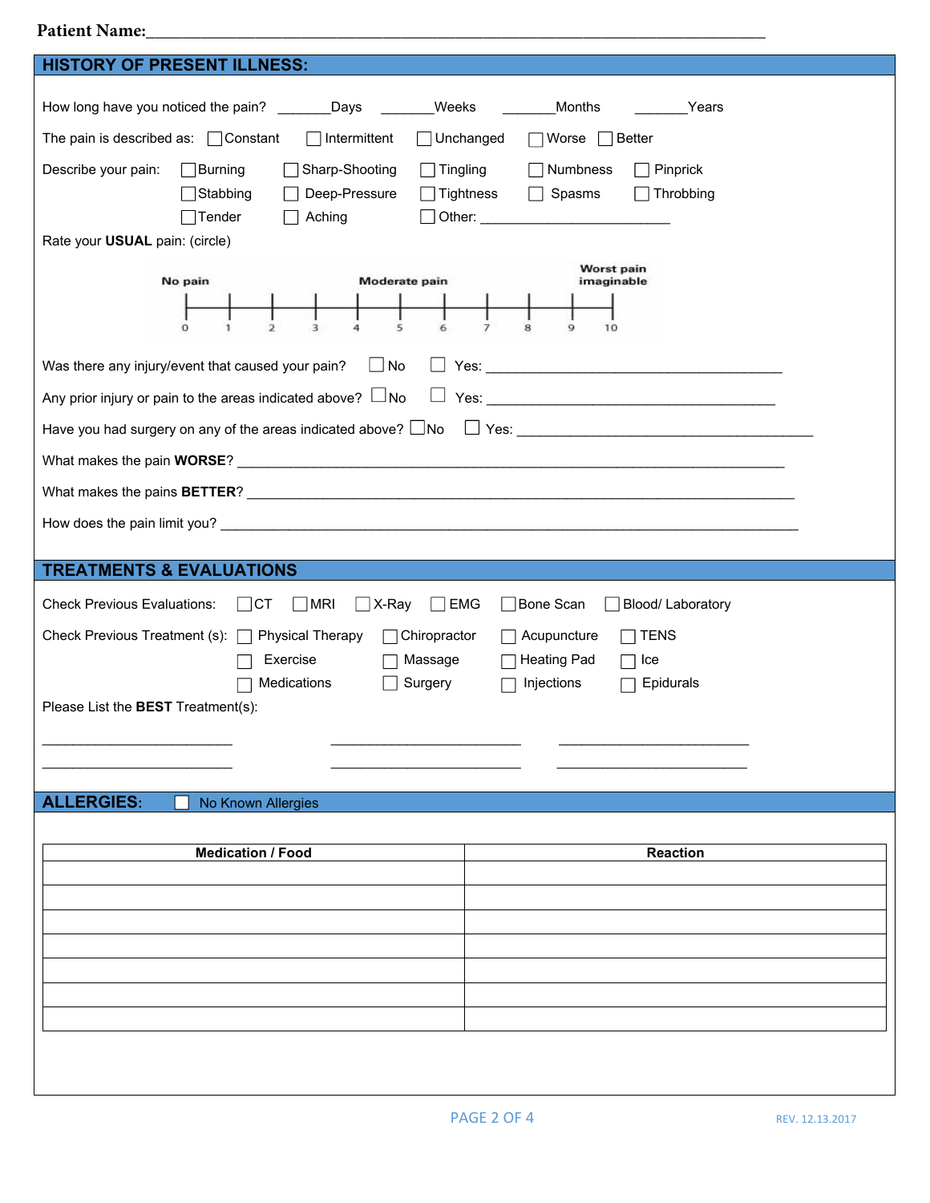**Patient Name:**\_\_\_\_\_\_\_\_\_\_\_\_\_\_\_\_\_\_\_\_\_\_\_\_\_\_\_\_\_\_\_\_\_\_\_\_\_\_\_\_\_\_\_\_\_\_\_\_\_\_\_\_\_\_\_\_\_\_\_\_\_\_\_\_

## HISTORY OF PRESENT ILLNESS:

How long have you noticed the pain? \_\_\_\_\_\_\_Days \_\_\_\_\_\_\_Weeks \_\_\_\_\_\_\_Months \_\_\_\_\_\_\_Years

The pain is described as: ☐ Constant ☐ Intermittent ☐ Unchanged ☐ Worse ☐ Better

Describe your pain: ☐ Burning ☐ Sharp-Shooting ☐ Tingling ☐ Numbness ☐ Pinprick
☐ Stabbing ☐ Deep-Pressure ☐ Tightness ☐ Spasms ☐ Throbbing
☐ Tender ☐ Aching ☐ Other: \_\_\_\_\_\_\_\_\_\_\_\_\_\_\_\_\_\_\_\_\_\_\_\_\_\_

Rate your **USUAL** pain: (circle)

No pain — Moderate pain — Worst pain imaginable

0 — 1 — 2 — 3 — 4 — 5 — 6 — 7 — 8 — 9 — 10

Was there any injury/event that caused your pain? ☐ No ☐ Yes: \_\_\_\_\_\_\_\_\_\_\_\_\_\_\_\_\_\_\_\_\_\_\_\_\_\_\_\_\_\_\_\_\_\_\_\_\_\_\_\_\_

Any prior injury or pain to the areas indicated above? ☐ No ☐ Yes: \_\_\_\_\_\_\_\_\_\_\_\_\_\_\_\_\_\_\_\_\_\_\_\_\_\_\_\_\_\_\_\_\_\_\_\_\_\_\_\_\_

Have you had surgery on any of the areas indicated above? ☐ No ☐ Yes: \_\_\_\_\_\_\_\_\_\_\_\_\_\_\_\_\_\_\_\_\_\_\_\_\_\_\_\_\_\_\_\_\_\_\_\_\_\_\_\_\_

What makes the pain **WORSE**? \_\_\_\_\_\_\_\_\_\_\_\_\_\_\_\_\_\_\_\_\_\_\_\_\_\_\_\_\_\_\_\_\_\_\_\_\_\_\_\_\_\_\_\_\_\_\_\_\_\_\_\_\_\_\_\_\_\_\_\_\_\_\_\_\_\_\_\_\_\_

What makes the pains **BETTER**? \_\_\_\_\_\_\_\_\_\_\_\_\_\_\_\_\_\_\_\_\_\_\_\_\_\_\_\_\_\_\_\_\_\_\_\_\_\_\_\_\_\_\_\_\_\_\_\_\_\_\_\_\_\_\_\_\_\_\_\_\_\_\_\_\_\_\_\_\_

How does the pain limit you? \_\_\_\_\_\_\_\_\_\_\_\_\_\_\_\_\_\_\_\_\_\_\_\_\_\_\_\_\_\_\_\_\_\_\_\_\_\_\_\_\_\_\_\_\_\_\_\_\_\_\_\_\_\_\_\_\_\_\_\_\_\_\_\_\_\_\_\_\_\_\_\_

## TREATMENTS & EVALUATIONS

Check Previous Evaluations: ☐ CT ☐ MRI ☐ X-Ray ☐ EMG ☐ Bone Scan ☐ Blood/ Laboratory

Check Previous Treatment (s): ☐ Physical Therapy ☐ Chiropractor ☐ Acupuncture ☐ TENS
☐ Exercise ☐ Massage ☐ Heating Pad ☐ Ice
☐ Medications ☐ Surgery ☐ Injections ☐ Epidurals

Please List the **BEST** Treatment(s):

\_\_\_\_\_\_\_\_\_\_\_\_\_\_\_\_\_\_\_\_\_\_\_\_\_ \_\_\_\_\_\_\_\_\_\_\_\_\_\_\_\_\_\_\_\_\_\_\_\_\_ \_\_\_\_\_\_\_\_\_\_\_\_\_\_\_\_\_\_\_\_\_\_\_\_\_

\_\_\_\_\_\_\_\_\_\_\_\_\_\_\_\_\_\_\_\_\_\_\_\_\_ \_\_\_\_\_\_\_\_\_\_\_\_\_\_\_\_\_\_\_\_\_\_\_\_\_ \_\_\_\_\_\_\_\_\_\_\_\_\_\_\_\_\_\_\_\_\_\_\_\_\_

## ALLERGIES: ☐ No Known Allergies

| Medication / Food | Reaction |
|---|---|
| | |
| | |
| | |
| | |
| | |
| | |
| | |

REV. 12.13.2017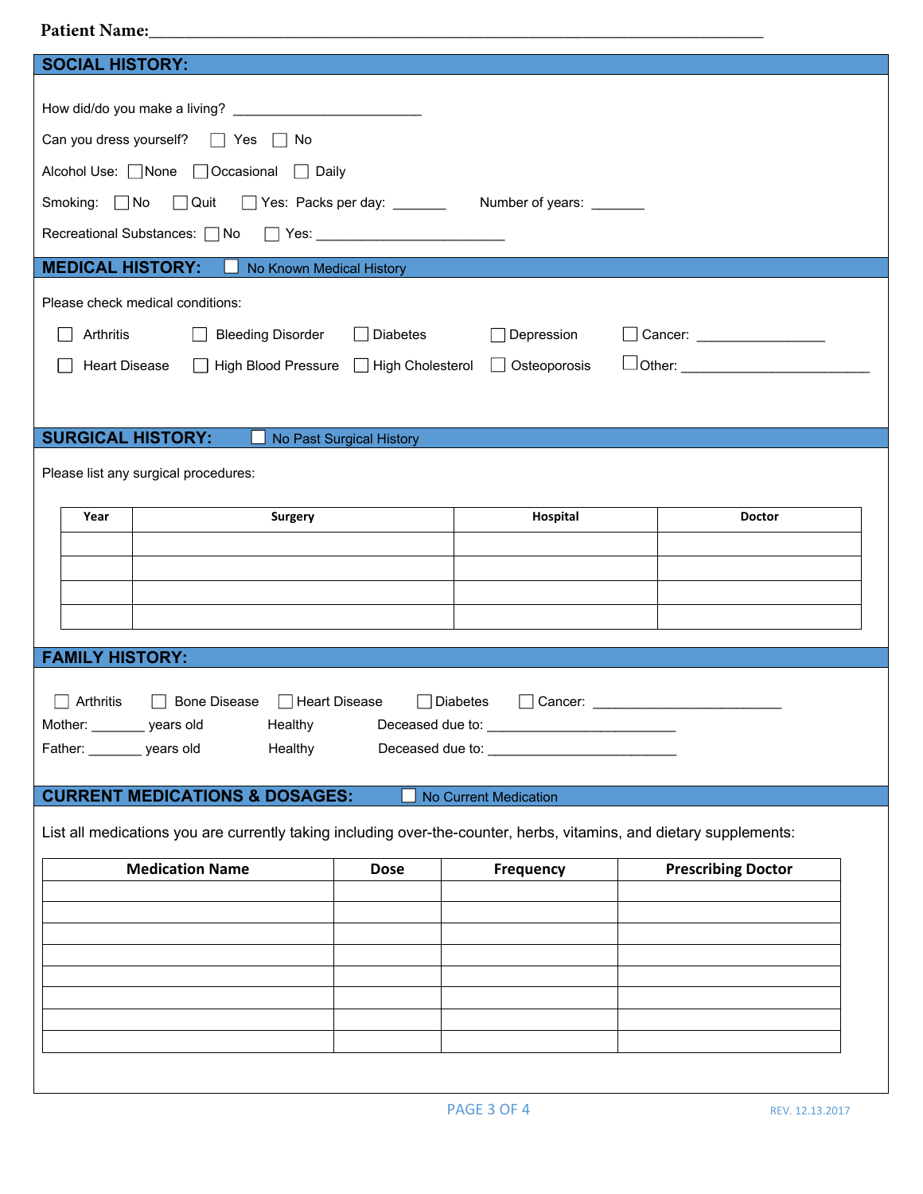**Patient Name:**\_\_\_\_\_\_\_\_\_\_\_\_\_\_\_\_\_\_\_\_\_\_\_\_\_\_\_\_\_\_\_\_\_\_\_\_\_\_\_\_\_\_\_\_\_\_\_\_\_\_\_\_\_\_\_\_\_\_\_\_\_\_\_\_\_\_\_\_\_\_

## SOCIAL HISTORY:

How did/do you make a living? \_\_\_\_\_\_\_\_\_\_\_\_\_\_\_\_\_\_\_\_\_\_\_\_\_

Can you dress yourself? ☐ Yes ☐ No

Alcohol Use: ☐ None ☐ Occasional ☐ Daily

Smoking: ☐ No ☐ Quit ☐ Yes: Packs per day: \_\_\_\_\_\_\_ Number of years: \_\_\_\_\_\_\_

Recreational Substances: ☐ No ☐ Yes: \_\_\_\_\_\_\_\_\_\_\_\_\_\_\_\_\_\_\_\_\_\_\_\_\_

## MEDICAL HISTORY: ☐ No Known Medical History

Please check medical conditions:

☐ Arthritis ☐ Bleeding Disorder ☐ Diabetes ☐ Depression ☐ Cancer: \_\_\_\_\_\_\_\_\_\_\_\_\_\_\_\_\_

☐ Heart Disease ☐ High Blood Pressure ☐ High Cholesterol ☐ Osteoporosis ☐ Other: \_\_\_\_\_\_\_\_\_\_\_\_\_\_\_\_\_\_\_\_\_\_\_\_\_

## SURGICAL HISTORY: ☐ No Past Surgical History

Please list any surgical procedures:

| Year | Surgery | Hospital | Doctor |
|---|---|---|---|
| | | | |
| | | | |
| | | | |
| | | | |

## FAMILY HISTORY:

☐ Arthritis ☐ Bone Disease ☐ Heart Disease ☐ Diabetes ☐ Cancer: \_\_\_\_\_\_\_\_\_\_\_\_\_\_\_\_\_\_\_\_\_\_\_\_\_

Mother: \_\_\_\_\_\_\_ years old Healthy Deceased due to: \_\_\_\_\_\_\_\_\_\_\_\_\_\_\_\_\_\_\_\_\_\_\_\_\_

Father: \_\_\_\_\_\_\_ years old Healthy Deceased due to: \_\_\_\_\_\_\_\_\_\_\_\_\_\_\_\_\_\_\_\_\_\_\_\_\_

## CURRENT MEDICATIONS & DOSAGES: ☐ No Current Medication

List all medications you are currently taking including over-the-counter, herbs, vitamins, and dietary supplements:

| Medication Name | Dose | Frequency | Prescribing Doctor |
|---|---|---|---|
| | | | |
| | | | |
| | | | |
| | | | |
| | | | |
| | | | |
| | | | |
| | | | |

REV. 12.13.2017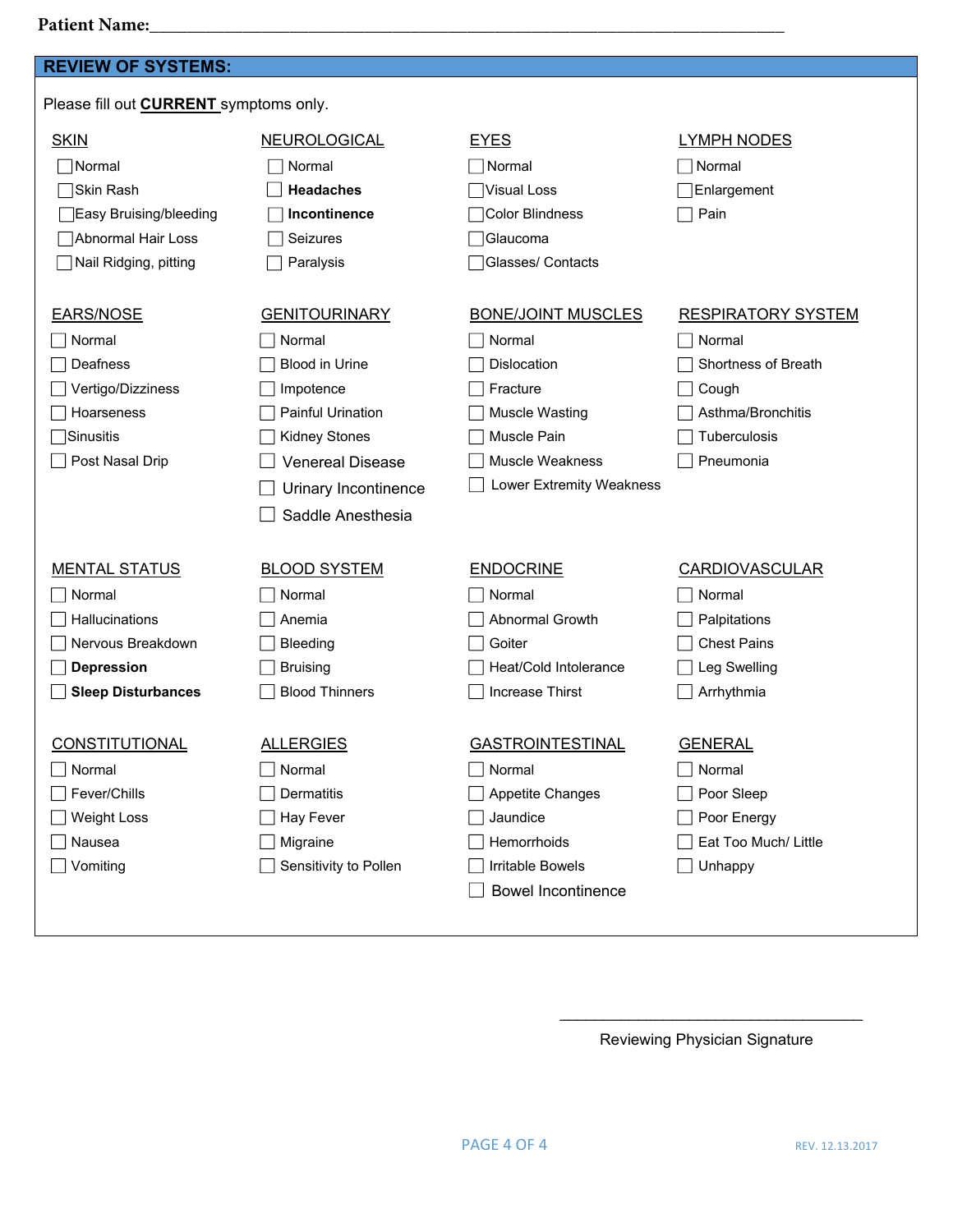**Patient Name:**\_\_\_\_\_\_\_\_\_\_\_\_\_\_\_\_\_\_\_\_\_\_\_\_\_\_\_\_\_\_\_\_\_\_\_\_\_\_\_\_\_\_\_\_\_\_\_\_\_\_\_\_\_\_\_\_\_\_\_\_\_\_\_\_

## REVIEW OF SYSTEMS:

Please fill out **CURRENT** symptoms only.

**SKIN**
- ☐ Normal
- ☐ Skin Rash
- ☐ Easy Bruising/bleeding
- ☐ Abnormal Hair Loss
- ☐ Nail Ridging, pitting

**NEUROLOGICAL**
- ☐ Normal
- ☐ **Headaches**
- ☐ **Incontinence**
- ☐ Seizures
- ☐ Paralysis

**EYES**
- ☐ Normal
- ☐ Visual Loss
- ☐ Color Blindness
- ☐ Glaucoma
- ☐ Glasses/ Contacts

**LYMPH NODES**
- ☐ Normal
- ☐ Enlargement
- ☐ Pain

**EARS/NOSE**
- ☐ Normal
- ☐ Deafness
- ☐ Vertigo/Dizziness
- ☐ Hoarseness
- ☐ Sinusitis
- ☐ Post Nasal Drip

**GENITOURINARY**
- ☐ Normal
- ☐ Blood in Urine
- ☐ Impotence
- ☐ Painful Urination
- ☐ Kidney Stones
- ☐ Venereal Disease
- ☐ Urinary Incontinence
- ☐ Saddle Anesthesia

**BONE/JOINT MUSCLES**
- ☐ Normal
- ☐ Dislocation
- ☐ Fracture
- ☐ Muscle Wasting
- ☐ Muscle Pain
- ☐ Muscle Weakness
- ☐ Lower Extremity Weakness

**RESPIRATORY SYSTEM**
- ☐ Normal
- ☐ Shortness of Breath
- ☐ Cough
- ☐ Asthma/Bronchitis
- ☐ Tuberculosis
- ☐ Pneumonia

**MENTAL STATUS**
- ☐ Normal
- ☐ Hallucinations
- ☐ Nervous Breakdown
- ☐ **Depression**
- ☐ **Sleep Disturbances**

**BLOOD SYSTEM**
- ☐ Normal
- ☐ Anemia
- ☐ Bleeding
- ☐ Bruising
- ☐ Blood Thinners

**ENDOCRINE**
- ☐ Normal
- ☐ Abnormal Growth
- ☐ Goiter
- ☐ Heat/Cold Intolerance
- ☐ Increase Thirst

**CARDIOVASCULAR**
- ☐ Normal
- ☐ Palpitations
- ☐ Chest Pains
- ☐ Leg Swelling
- ☐ Arrhythmia

**CONSTITUTIONAL**
- ☐ Normal
- ☐ Fever/Chills
- ☐ Weight Loss
- ☐ Nausea
- ☐ Vomiting

**ALLERGIES**
- ☐ Normal
- ☐ Dermatitis
- ☐ Hay Fever
- ☐ Migraine
- ☐ Sensitivity to Pollen

**GASTROINTESTINAL**
- ☐ Normal
- ☐ Appetite Changes
- ☐ Jaundice
- ☐ Hemorrhoids
- ☐ Irritable Bowels
- ☐ Bowel Incontinence

**GENERAL**
- ☐ Normal
- ☐ Poor Sleep
- ☐ Poor Energy
- ☐ Eat Too Much/ Little
- ☐ Unhappy

\_\_\_\_\_\_\_\_\_\_\_\_\_\_\_\_\_\_\_\_\_\_\_\_\_\_\_\_\_\_\_\_\_\_\_\_

Reviewing Physician Signature

REV. 12.13.2017